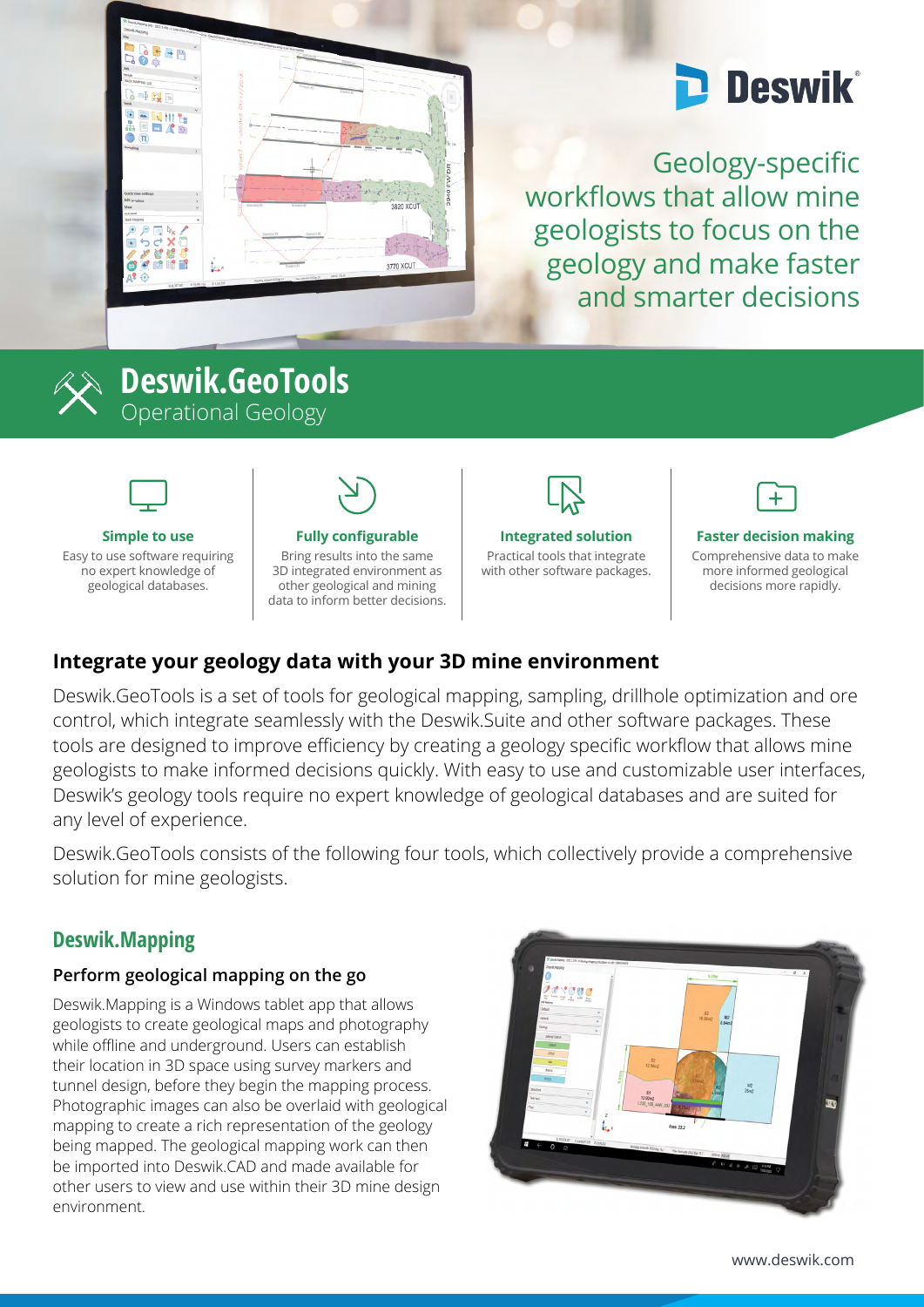Geology-specific workflows that allow mine geologists to focus on the geology and make faster and smarter decisions

# Deswik.GeoTools

Operational Geology

**Simple to use**

Easy to use software requiring no expert knowledge of geological databases.

**Fully configurable**

Bring results into the same 3D integrated environment as other geological and mining data to inform better decisions.

**Integrated solution**

Practical tools that integrate with other software packages.

**Faster decision making**

Comprehensive data to make more informed geological decisions more rapidly.

## Integrate your geology data with your 3D mine environment

Deswik.GeoTools is a set of tools for geological mapping, sampling, drillhole optimization and ore control, which integrate seamlessly with the Deswik.Suite and other software packages. These tools are designed to improve efficiency by creating a geology specific workflow that allows mine geologists to make informed decisions quickly. With easy to use and customizable user interfaces, Deswik's geology tools require no expert knowledge of geological databases and are suited for any level of experience.

Deswik.GeoTools consists of the following four tools, which collectively provide a comprehensive solution for mine geologists.

## Deswik.Mapping

### Perform geological mapping on the go

Deswik.Mapping is a Windows tablet app that allows geologists to create geological maps and photography while offline and underground. Users can establish their location in 3D space using survey markers and tunnel design, before they begin the mapping process. Photographic images can also be overlaid with geological mapping to create a rich representation of the geology being mapped. The geological mapping work can then be imported into Deswik.CAD and made available for other users to view and use within their 3D mine design environment.

www.deswik.com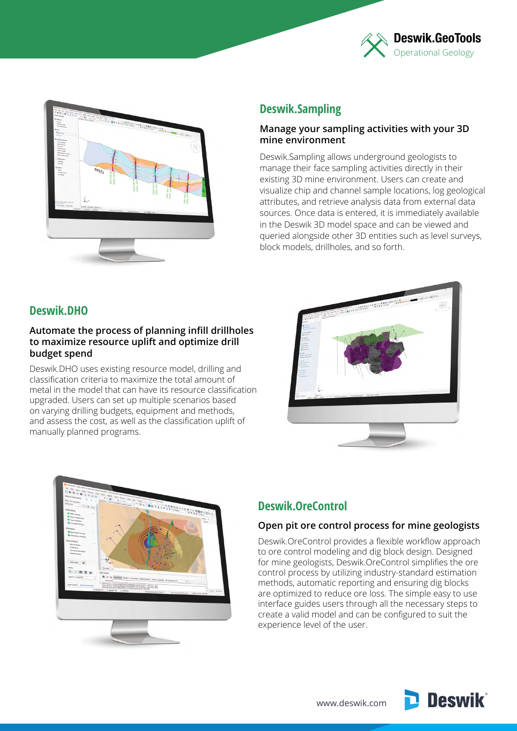## Deswik.Sampling

### Manage your sampling activities with your 3D mine environment

Deswik.Sampling allows underground geologists to manage their face sampling activities directly in their existing 3D mine environment. Users can create and visualize chip and channel sample locations, log geological attributes, and retrieve analysis data from external data sources. Once data is entered, it is immediately available in the Deswik 3D model space and can be viewed and queried alongside other 3D entities such as level surveys, block models, drillholes, and so forth.

## Deswik.DHO

### Automate the process of planning infill drillholes to maximize resource uplift and optimize drill budget spend

Deswik.DHO uses existing resource model, drilling and classification criteria to maximize the total amount of metal in the model that can have its resource classification upgraded. Users can set up multiple scenarios based on varying drilling budgets, equipment and methods, and assess the cost, as well as the classification uplift of manually planned programs.

## Deswik.OreControl

### Open pit ore control process for mine geologists

Deswik.OreControl provides a flexible workflow approach to ore control modeling and dig block design. Designed for mine geologists, Deswik.OreControl simplifies the ore control process by utilizing industry-standard estimation methods, automatic reporting and ensuring dig blocks are optimized to reduce ore loss. The simple easy to use interface guides users through all the necessary steps to create a valid model and can be configured to suit the experience level of the user.

www.deswik.com